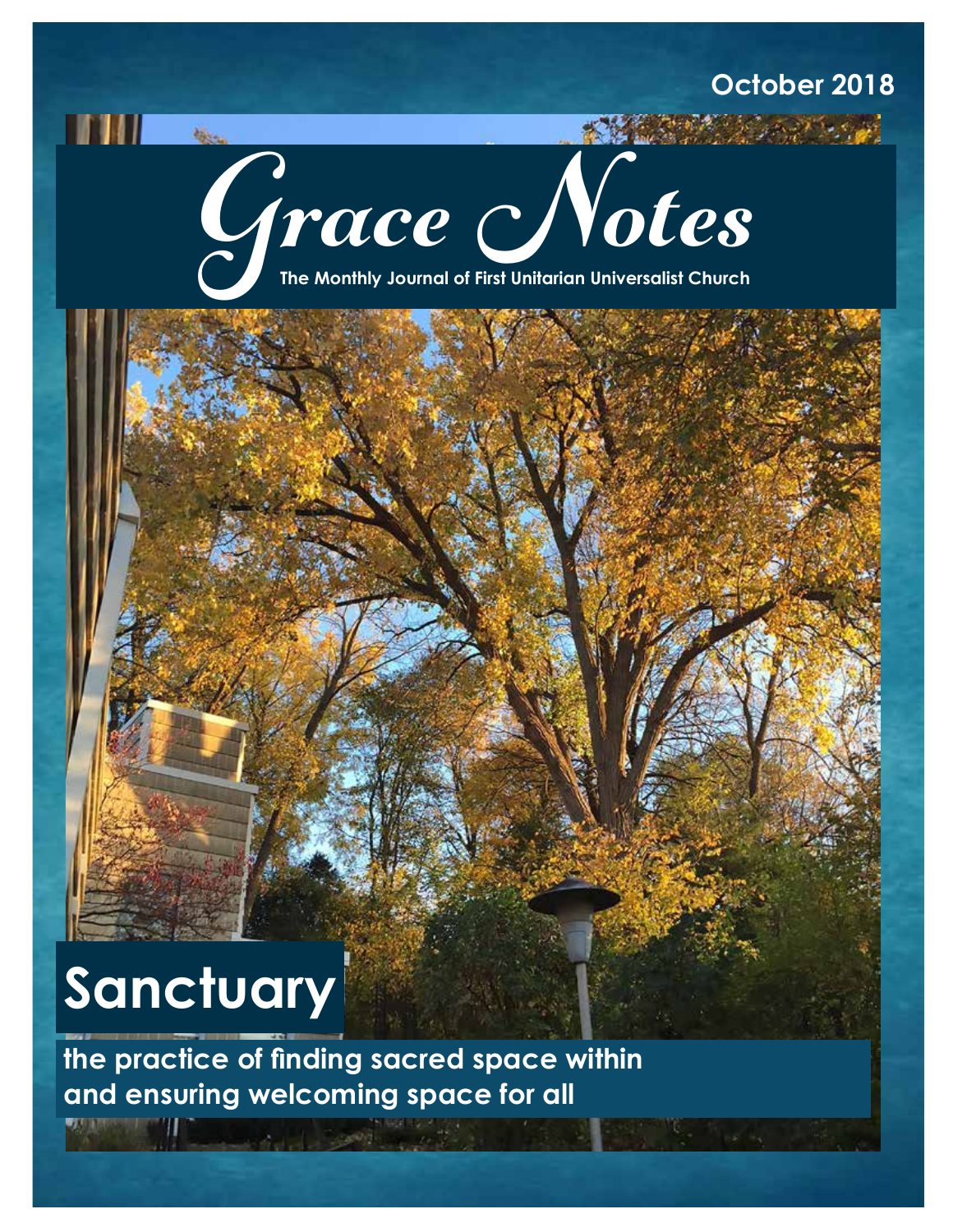October 2018

# Grace Notes

The Monthly Journal of First Unitarian Universalist Church

## Sanctuary

**the practice of finding sacred space within and ensuring welcoming space for all**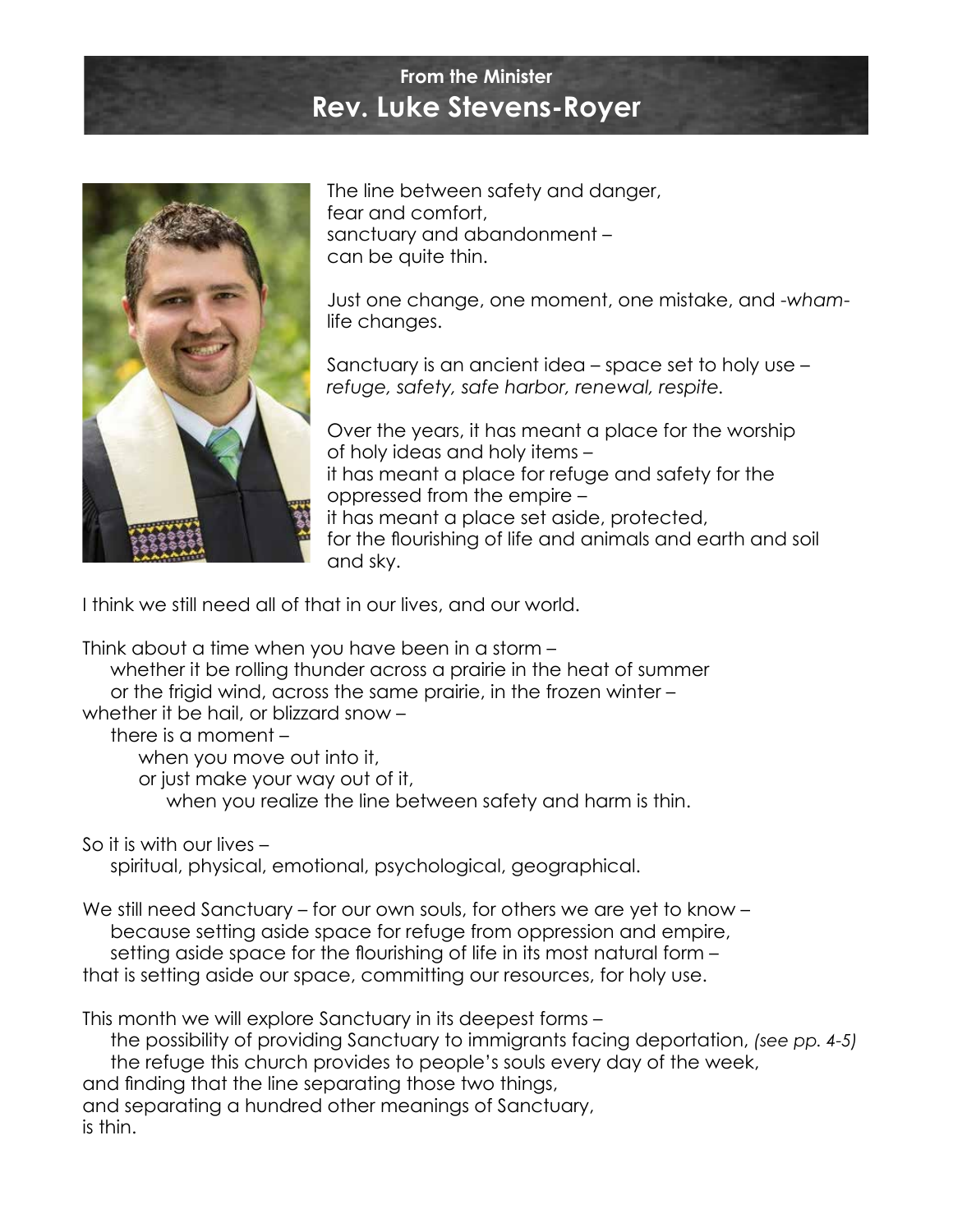**From the Minister**

## Rev. Luke Stevens-Royer

The line between safety and danger,
fear and comfort,
sanctuary and abandonment –
can be quite thin.

Just one change, one moment, one mistake, and *-wham-*
life changes.

Sanctuary is an ancient idea – space set to holy use –
*refuge, safety, safe harbor, renewal, respite.*

Over the years, it has meant a place for the worship
of holy ideas and holy items –
it has meant a place for refuge and safety for the
oppressed from the empire –
it has meant a place set aside, protected,
for the flourishing of life and animals and earth and soil
and sky.

I think we still need all of that in our lives, and our world.

Think about a time when you have been in a storm –
  whether it be rolling thunder across a prairie in the heat of summer
  or the frigid wind, across the same prairie, in the frozen winter –
whether it be hail, or blizzard snow –
  there is a moment –
    when you move out into it,
    or just make your way out of it,
      when you realize the line between safety and harm is thin.

So it is with our lives –
  spiritual, physical, emotional, psychological, geographical.

We still need Sanctuary – for our own souls, for others we are yet to know –
  because setting aside space for refuge from oppression and empire,
  setting aside space for the flourishing of life in its most natural form –
that is setting aside our space, committing our resources, for holy use.

This month we will explore Sanctuary in its deepest forms –
  the possibility of providing Sanctuary to immigrants facing deportation, *(see pp. 4-5)*
  the refuge this church provides to people's souls every day of the week,
and finding that the line separating those two things,
and separating a hundred other meanings of Sanctuary,
is thin.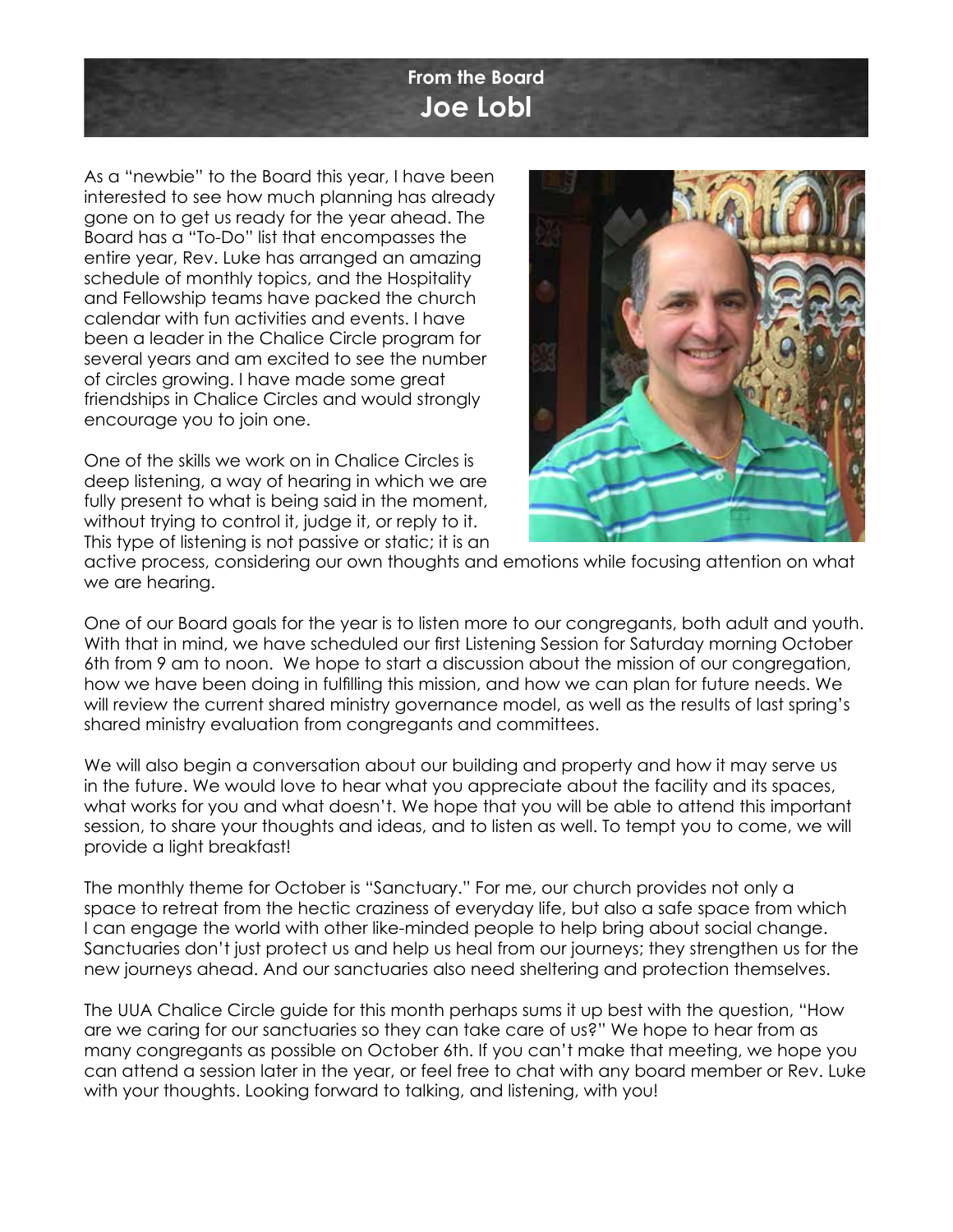## From the Board

# Joe Lobl

As a "newbie" to the Board this year, I have been interested to see how much planning has already gone on to get us ready for the year ahead. The Board has a "To-Do" list that encompasses the entire year, Rev. Luke has arranged an amazing schedule of monthly topics, and the Hospitality and Fellowship teams have packed the church calendar with fun activities and events. I have been a leader in the Chalice Circle program for several years and am excited to see the number of circles growing. I have made some great friendships in Chalice Circles and would strongly encourage you to join one.

One of the skills we work on in Chalice Circles is deep listening, a way of hearing in which we are fully present to what is being said in the moment, without trying to control it, judge it, or reply to it. This type of listening is not passive or static; it is an active process, considering our own thoughts and emotions while focusing attention on what we are hearing.

One of our Board goals for the year is to listen more to our congregants, both adult and youth. With that in mind, we have scheduled our first Listening Session for Saturday morning October 6th from 9 am to noon. We hope to start a discussion about the mission of our congregation, how we have been doing in fulfilling this mission, and how we can plan for future needs. We will review the current shared ministry governance model, as well as the results of last spring's shared ministry evaluation from congregants and committees.

We will also begin a conversation about our building and property and how it may serve us in the future. We would love to hear what you appreciate about the facility and its spaces, what works for you and what doesn't. We hope that you will be able to attend this important session, to share your thoughts and ideas, and to listen as well. To tempt you to come, we will provide a light breakfast!

The monthly theme for October is "Sanctuary." For me, our church provides not only a space to retreat from the hectic craziness of everyday life, but also a safe space from which I can engage the world with other like-minded people to help bring about social change. Sanctuaries don't just protect us and help us heal from our journeys; they strengthen us for the new journeys ahead. And our sanctuaries also need sheltering and protection themselves.

The UUA Chalice Circle guide for this month perhaps sums it up best with the question, "How are we caring for our sanctuaries so they can take care of us?" We hope to hear from as many congregants as possible on October 6th. If you can't make that meeting, we hope you can attend a session later in the year, or feel free to chat with any board member or Rev. Luke with your thoughts. Looking forward to talking, and listening, with you!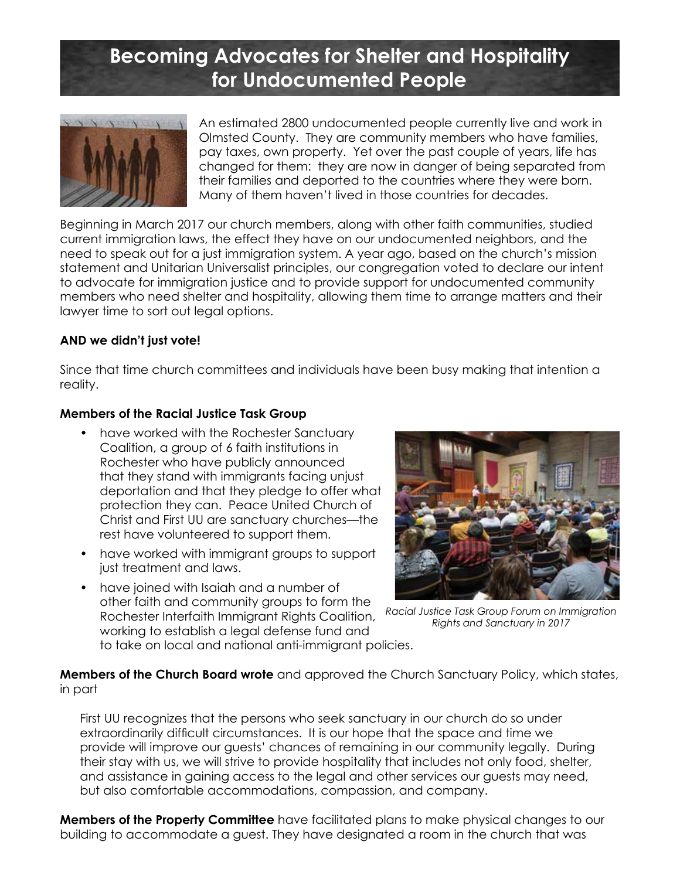# Becoming Advocates for Shelter and Hospitality for Undocumented People

An estimated 2800 undocumented people currently live and work in Olmsted County. They are community members who have families, pay taxes, own property. Yet over the past couple of years, life has changed for them: they are now in danger of being separated from their families and deported to the countries where they were born. Many of them haven't lived in those countries for decades.

Beginning in March 2017 our church members, along with other faith communities, studied current immigration laws, the effect they have on our undocumented neighbors, and the need to speak out for a just immigration system. A year ago, based on the church's mission statement and Unitarian Universalist principles, our congregation voted to declare our intent to advocate for immigration justice and to provide support for undocumented community members who need shelter and hospitality, allowing them time to arrange matters and their lawyer time to sort out legal options.

**AND we didn't just vote!**

Since that time church committees and individuals have been busy making that intention a reality.

**Members of the Racial Justice Task Group**

- have worked with the Rochester Sanctuary Coalition, a group of 6 faith institutions in Rochester who have publicly announced that they stand with immigrants facing unjust deportation and that they pledge to offer what protection they can. Peace United Church of Christ and First UU are sanctuary churches—the rest have volunteered to support them.
- have worked with immigrant groups to support just treatment and laws.
- have joined with Isaiah and a number of other faith and community groups to form the Rochester Interfaith Immigrant Rights Coalition, working to establish a legal defense fund and to take on local and national anti-immigrant policies.

*Racial Justice Task Group Forum on Immigration Rights and Sanctuary in 2017*

**Members of the Church Board wrote** and approved the Church Sanctuary Policy, which states, in part

> First UU recognizes that the persons who seek sanctuary in our church do so under extraordinarily difficult circumstances. It is our hope that the space and time we provide will improve our guests' chances of remaining in our community legally. During their stay with us, we will strive to provide hospitality that includes not only food, shelter, and assistance in gaining access to the legal and other services our guests may need, but also comfortable accommodations, compassion, and company.

**Members of the Property Committee** have facilitated plans to make physical changes to our building to accommodate a guest. They have designated a room in the church that was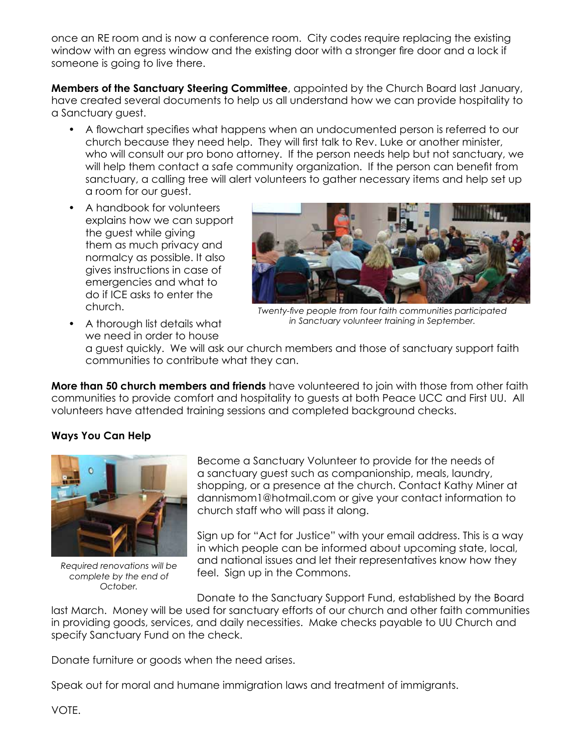once an RE room and is now a conference room. City codes require replacing the existing window with an egress window and the existing door with a stronger fire door and a lock if someone is going to live there.

**Members of the Sanctuary Steering Committee**, appointed by the Church Board last January, have created several documents to help us all understand how we can provide hospitality to a Sanctuary guest.

- A flowchart specifies what happens when an undocumented person is referred to our church because they need help. They will first talk to Rev. Luke or another minister, who will consult our pro bono attorney. If the person needs help but not sanctuary, we will help them contact a safe community organization. If the person can benefit from sanctuary, a calling tree will alert volunteers to gather necessary items and help set up a room for our guest.
- A handbook for volunteers explains how we can support the guest while giving them as much privacy and normalcy as possible. It also gives instructions in case of emergencies and what to do if ICE asks to enter the church.
- A thorough list details what we need in order to house a guest quickly. We will ask our church members and those of sanctuary support faith communities to contribute what they can.

*Twenty-five people from four faith communities participated in Sanctuary volunteer training in September.*

**More than 50 church members and friends** have volunteered to join with those from other faith communities to provide comfort and hospitality to guests at both Peace UCC and First UU. All volunteers have attended training sessions and completed background checks.

**Ways You Can Help**

*Required renovations will be complete by the end of October.*

Become a Sanctuary Volunteer to provide for the needs of a sanctuary guest such as companionship, meals, laundry, shopping, or a presence at the church. Contact Kathy Miner at dannismom1@hotmail.com or give your contact information to church staff who will pass it along.

Sign up for "Act for Justice" with your email address. This is a way in which people can be informed about upcoming state, local, and national issues and let their representatives know how they feel. Sign up in the Commons.

Donate to the Sanctuary Support Fund, established by the Board last March. Money will be used for sanctuary efforts of our church and other faith communities in providing goods, services, and daily necessities. Make checks payable to UU Church and specify Sanctuary Fund on the check.

Donate furniture or goods when the need arises.

Speak out for moral and humane immigration laws and treatment of immigrants.

VOTE.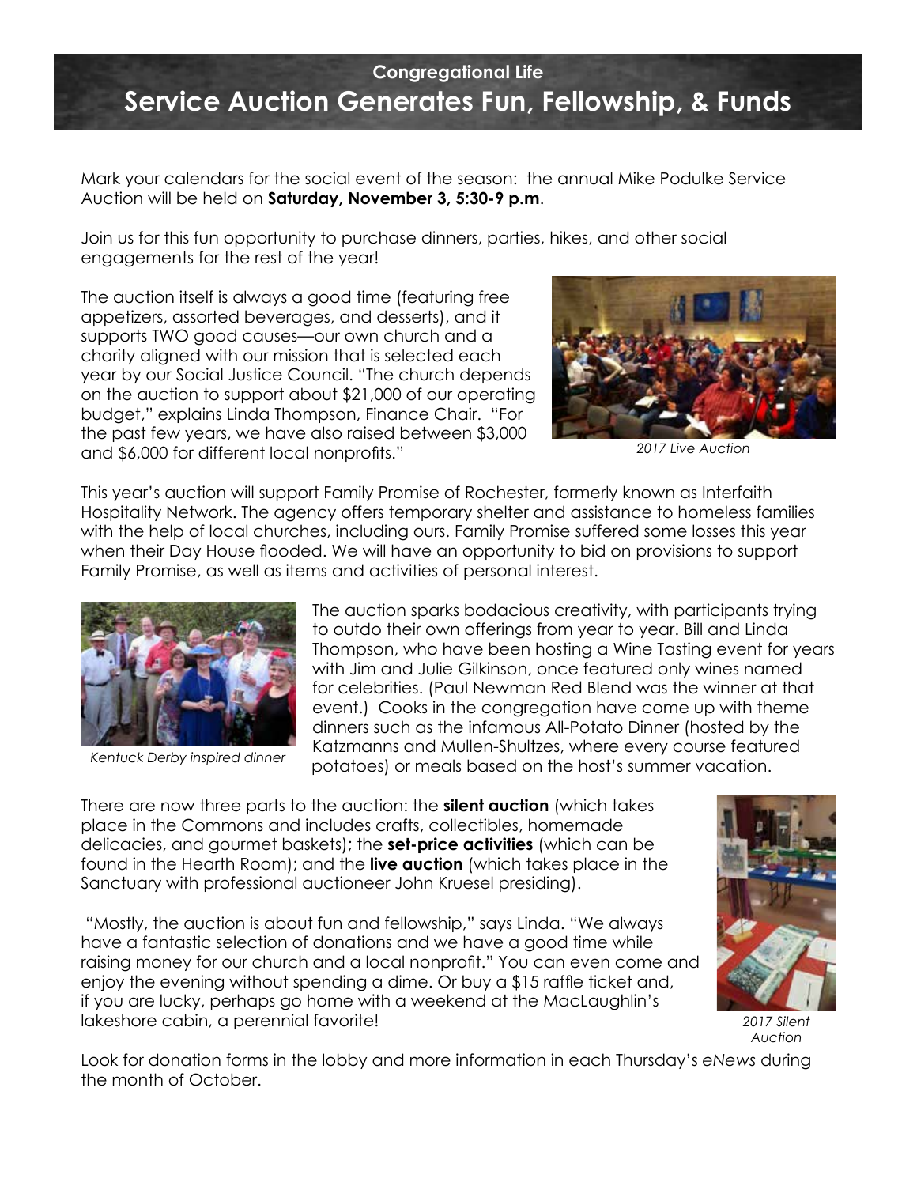Congregational Life

# Service Auction Generates Fun, Fellowship, & Funds

Mark your calendars for the social event of the season: the annual Mike Podulke Service Auction will be held on **Saturday, November 3, 5:30-9 p.m**.

Join us for this fun opportunity to purchase dinners, parties, hikes, and other social engagements for the rest of the year!

The auction itself is always a good time (featuring free appetizers, assorted beverages, and desserts), and it supports TWO good causes—our own church and a charity aligned with our mission that is selected each year by our Social Justice Council. "The church depends on the auction to support about $21,000 of our operating budget," explains Linda Thompson, Finance Chair. "For the past few years, we have also raised between $3,000 and $6,000 for different local nonprofits."

*2017 Live Auction*

This year's auction will support Family Promise of Rochester, formerly known as Interfaith Hospitality Network. The agency offers temporary shelter and assistance to homeless families with the help of local churches, including ours. Family Promise suffered some losses this year when their Day House flooded. We will have an opportunity to bid on provisions to support Family Promise, as well as items and activities of personal interest.

*Kentuck Derby inspired dinner*

The auction sparks bodacious creativity, with participants trying to outdo their own offerings from year to year. Bill and Linda Thompson, who have been hosting a Wine Tasting event for years with Jim and Julie Gilkinson, once featured only wines named for celebrities. (Paul Newman Red Blend was the winner at that event.) Cooks in the congregation have come up with theme dinners such as the infamous All-Potato Dinner (hosted by the Katzmanns and Mullen-Shultzes, where every course featured potatoes) or meals based on the host's summer vacation.

There are now three parts to the auction: the **silent auction** (which takes place in the Commons and includes crafts, collectibles, homemade delicacies, and gourmet baskets); the **set-price activities** (which can be found in the Hearth Room); and the **live auction** (which takes place in the Sanctuary with professional auctioneer John Kruesel presiding).

"Mostly, the auction is about fun and fellowship," says Linda. "We always have a fantastic selection of donations and we have a good time while raising money for our church and a local nonprofit." You can even come and enjoy the evening without spending a dime. Or buy a $15 raffle ticket and, if you are lucky, perhaps go home with a weekend at the MacLaughlin's lakeshore cabin, a perennial favorite!

*2017 Silent Auction*

Look for donation forms in the lobby and more information in each Thursday's *eNews* during the month of October.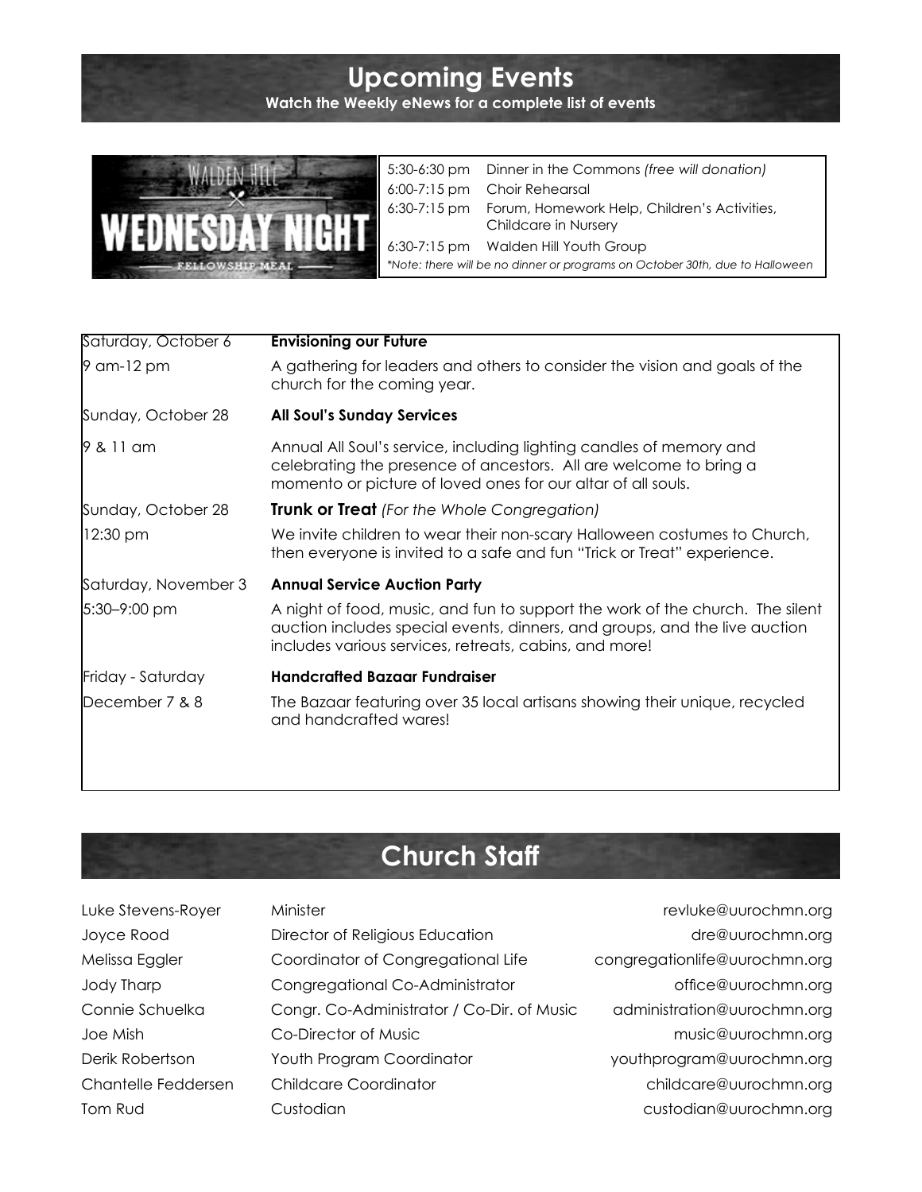## Upcoming Events

**Watch the Weekly eNews for a complete list of events**

WALDEN HILL
WEDNESDAY NIGHT
FELLOWSHIP MEAL

| | |
|---|---|
| 5:30-6:30 pm | Dinner in the Commons *(free will donation)* |
| 6:00-7:15 pm | Choir Rehearsal |
| 6:30-7:15 pm | Forum, Homework Help, Children's Activities, Childcare in Nursery |
| 6:30-7:15 pm | Walden Hill Youth Group |

*\*Note: there will be no dinner or programs on October 30th, due to Halloween*

| | |
|---|---|
| Saturday, October 6 | **Envisioning our Future** |
| 9 am-12 pm | A gathering for leaders and others to consider the vision and goals of the church for the coming year. |
| Sunday, October 28 | **All Soul's Sunday Services** |
| 9 & 11 am | Annual All Soul's service, including lighting candles of memory and celebrating the presence of ancestors. All are welcome to bring a momento or picture of loved ones for our altar of all souls. |
| Sunday, October 28 | **Trunk or Treat** *(For the Whole Congregation)* |
| 12:30 pm | We invite children to wear their non-scary Halloween costumes to Church, then everyone is invited to a safe and fun "Trick or Treat" experience. |
| Saturday, November 3 | **Annual Service Auction Party** |
| 5:30–9:00 pm | A night of food, music, and fun to support the work of the church. The silent auction includes special events, dinners, and groups, and the live auction includes various services, retreats, cabins, and more! |
| Friday - Saturday | **Handcrafted Bazaar Fundraiser** |
| December 7 & 8 | The Bazaar featuring over 35 local artisans showing their unique, recycled and handcrafted wares! |

## Church Staff

| | | |
|---|---|---|
| Luke Stevens-Royer | Minister | revluke@uurochmn.org |
| Joyce Rood | Director of Religious Education | dre@uurochmn.org |
| Melissa Eggler | Coordinator of Congregational Life | congregationlife@uurochmn.org |
| Jody Tharp | Congregational Co-Administrator | office@uurochmn.org |
| Connie Schuelka | Congr. Co-Administrator / Co-Dir. of Music | administration@uurochmn.org |
| Joe Mish | Co-Director of Music | music@uurochmn.org |
| Derik Robertson | Youth Program Coordinator | youthprogram@uurochmn.org |
| Chantelle Feddersen | Childcare Coordinator | childcare@uurochmn.org |
| Tom Rud | Custodian | custodian@uurochmn.org |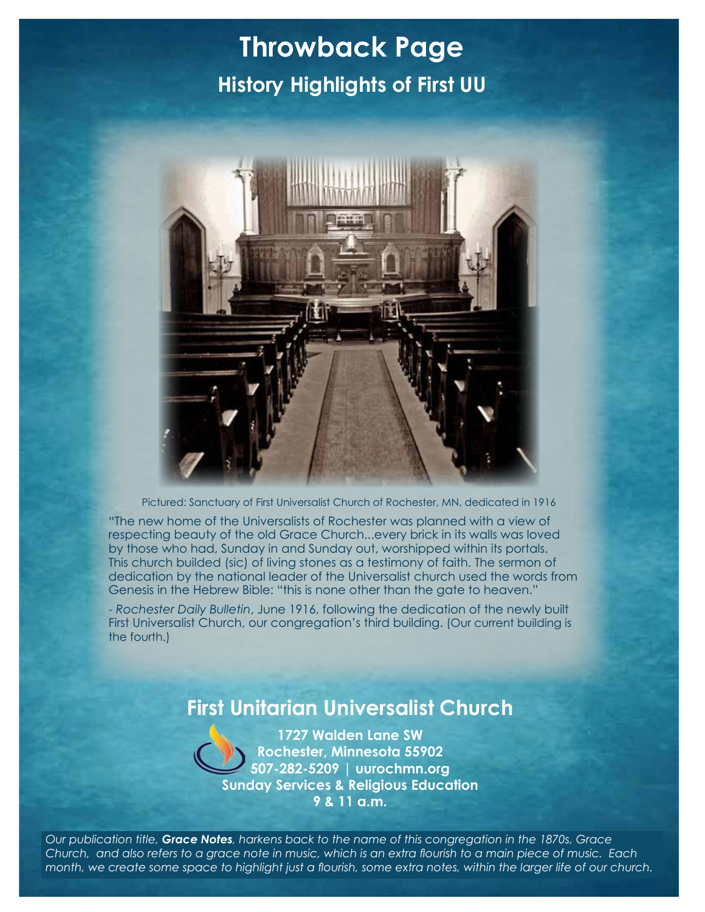# Throwback Page

## History Highlights of First UU

Pictured: Sanctuary of First Universalist Church of Rochester, MN, dedicated in 1916

"The new home of the Universalists of Rochester was planned with a view of respecting beauty of the old Grace Church...every brick in its walls was loved by those who had, Sunday in and Sunday out, worshipped within its portals. This church builded (sic) of living stones as a testimony of faith. The sermon of dedication by the national leader of the Universalist church used the words from Genesis in the Hebrew Bible: "this is none other than the gate to heaven."

- *Rochester Daily Bulletin*, June 1916, following the dedication of the newly built First Universalist Church, our congregation's third building. (Our current building is the fourth.)

## First Unitarian Universalist Church

**1727 Walden Lane SW**
**Rochester, Minnesota 55902**
**507-282-5209 | uurochmn.org**
**Sunday Services & Religious Education**
**9 & 11 a.m.**

*Our publication title, **Grace Notes**, harkens back to the name of this congregation in the 1870s, Grace Church, and also refers to a grace note in music, which is an extra flourish to a main piece of music. Each month, we create some space to highlight just a flourish, some extra notes, within the larger life of our church.*